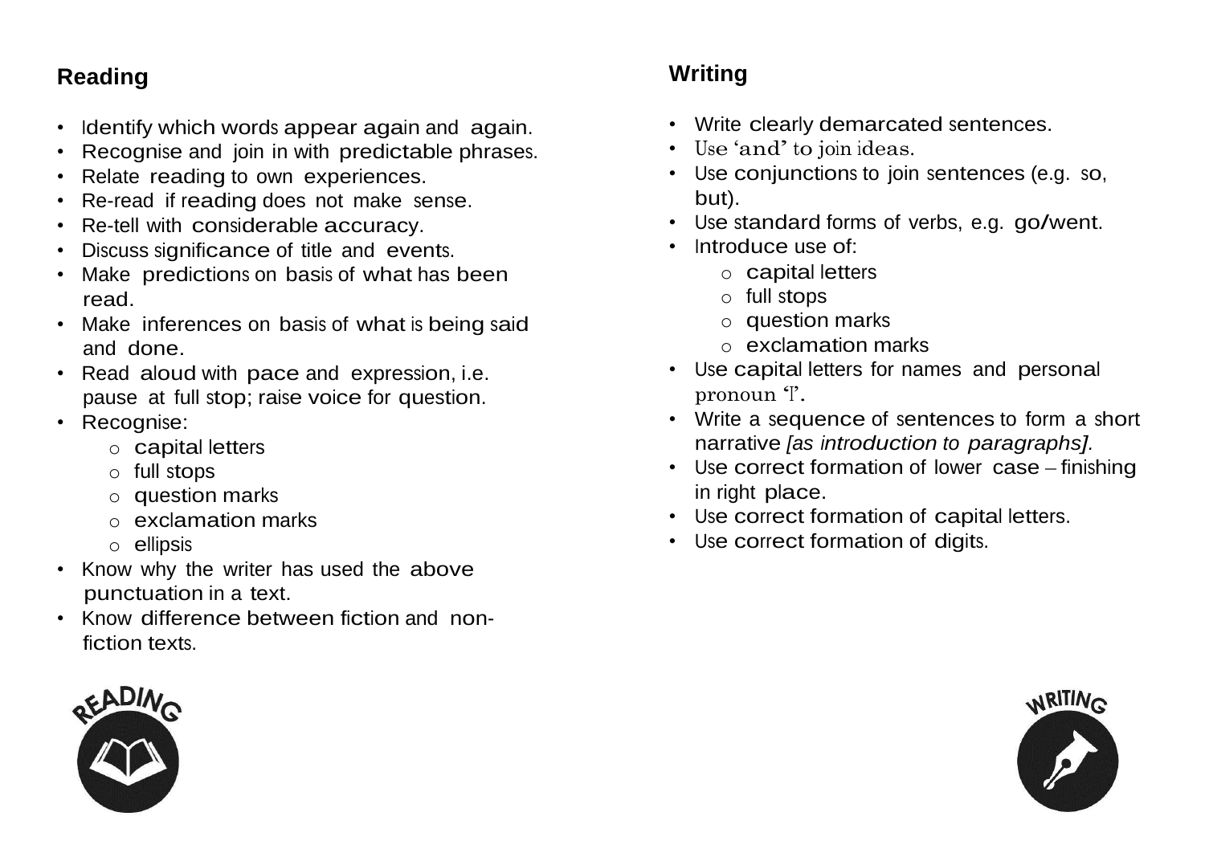## Reading

- Identify which words appear again and again.
- Recognise and join in with predictable phrases.
- Relate reading to own experiences.
- Re-read if reading does not make sense.
- Re-tell with considerable accuracy.
- Discuss significance of title and events.
- Make predictions on basis of what has been read.
- Make inferences on basis of what is being said and done.
- Read aloud with pace and expression, i.e. pause at full stop; raise voice for question.
- Recognise:
  - capital letters
  - full stops
  - question marks
  - exclamation marks
  - ellipsis
- Know why the writer has used the above punctuation in a text.
- Know difference between fiction and non-fiction texts.

## Writing

- Write clearly demarcated sentences.
- Use 'and' to join ideas.
- Use conjunctions to join sentences (e.g. so, but).
- Use standard forms of verbs, e.g. go/went.
- Introduce use of:
  - capital letters
  - full stops
  - question marks
  - exclamation marks
- Use capital letters for names and personal pronoun 'I'.
- Write a sequence of sentences to form a short narrative *[as introduction to paragraphs].*
- Use correct formation of lower case – finishing in right place.
- Use correct formation of capital letters.
- Use correct formation of digits.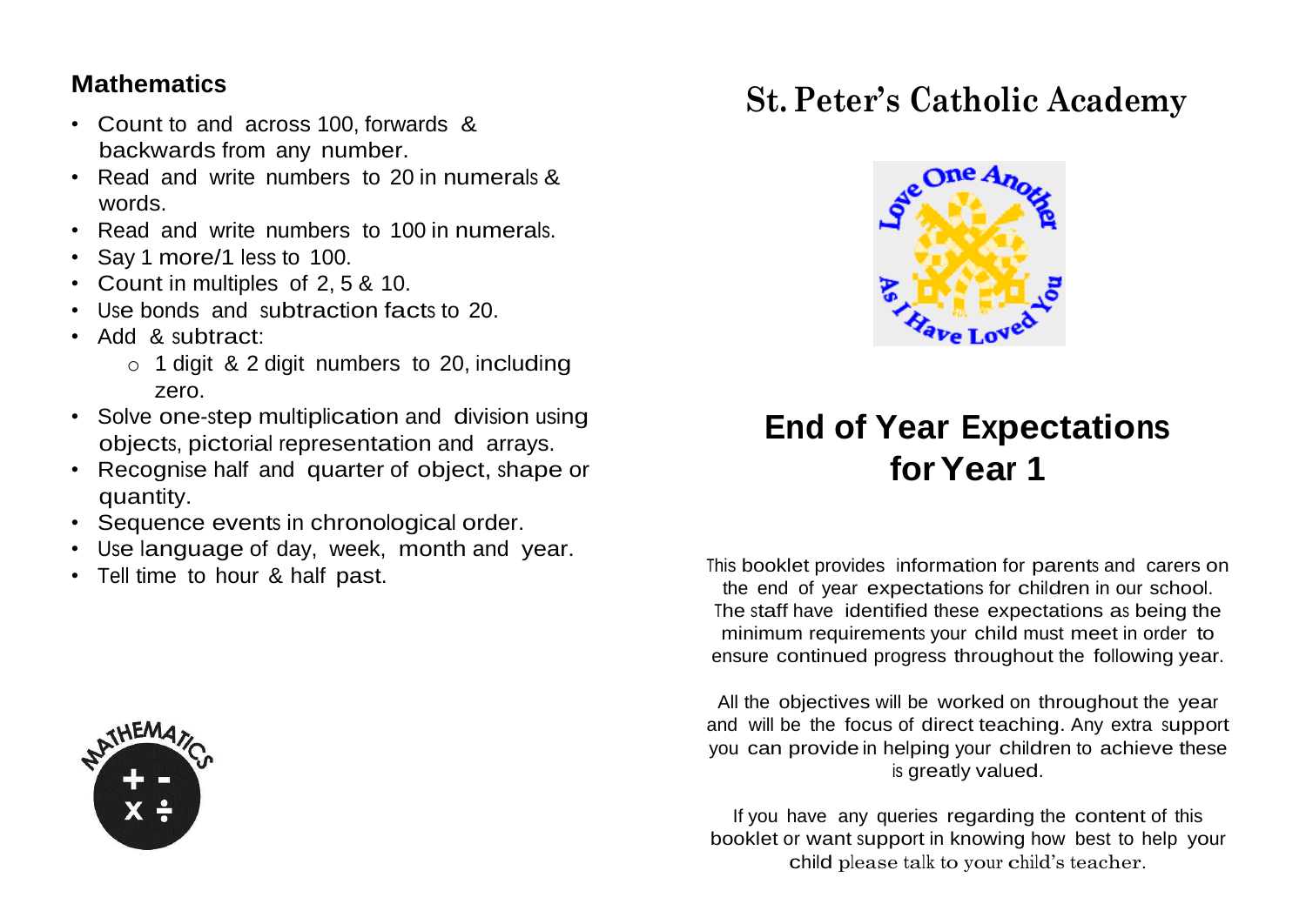## Mathematics

- Count to and across 100, forwards & backwards from any number.
- Read and write numbers to 20 in numerals & words.
- Read and write numbers to 100 in numerals.
- Say 1 more/1 less to 100.
- Count in multiples of 2, 5 & 10.
- Use bonds and subtraction facts to 20.
- Add & subtract:
    - 1 digit & 2 digit numbers to 20, including zero.
- Solve one-step multiplication and division using objects, pictorial representation and arrays.
- Recognise half and quarter of object, shape or quantity.
- Sequence events in chronological order.
- Use language of day, week, month and year.
- Tell time to hour & half past.

# St. Peter's Catholic Academy

Love One Another As I Have Loved You

# End of Year Expectations for Year 1

This booklet provides information for parents and carers on the end of year expectations for children in our school. The staff have identified these expectations as being the minimum requirements your child must meet in order to ensure continued progress throughout the following year.

All the objectives will be worked on throughout the year and will be the focus of direct teaching. Any extra support you can provide in helping your children to achieve these is greatly valued.

If you have any queries regarding the content of this booklet or want support in knowing how best to help your child please talk to your child's teacher.